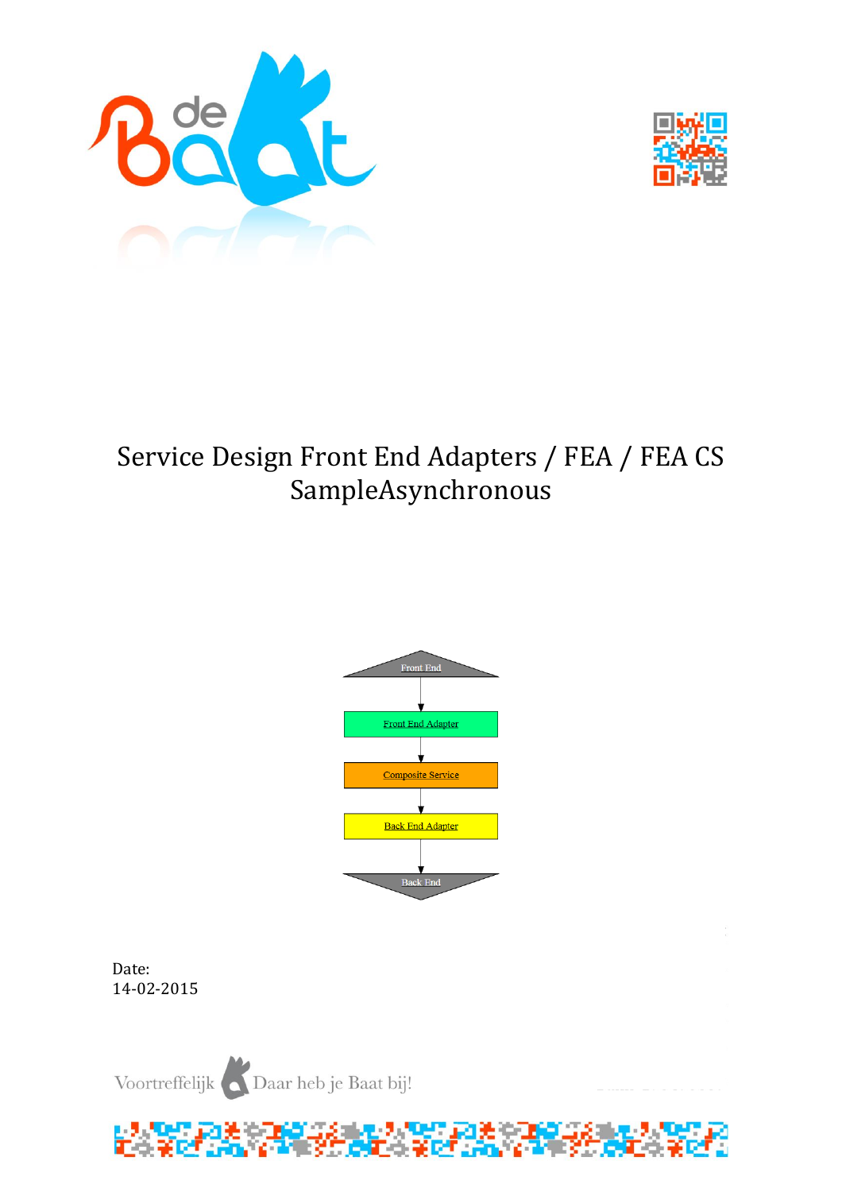# Service Design Front End Adapters / FEA / FEA CS SampleAsynchronous

Front End

Front End Adapter

Composite Service

Back End Adapter

Back End

Date:
14-02-2015

Voortreffelijk Daar heb je Baat bij!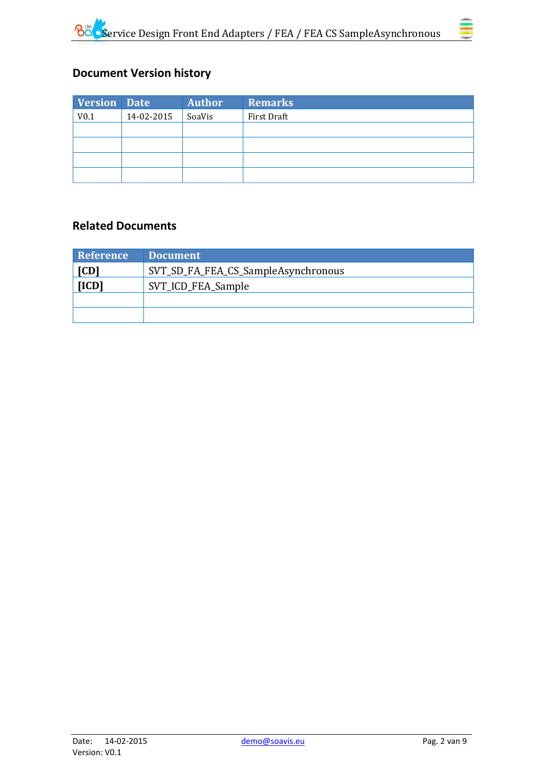## Document Version history

| Version | Date | Author | Remarks |
|---|---|---|---|
| V0.1 | 14-02-2015 | SoaVis | First Draft |
| | | | |
| | | | |
| | | | |
| | | | |

## Related Documents

| Reference | Document |
|---|---|
| **[CD]** | SVT_SD_FA_FEA_CS_SampleAsynchronous |
| **[ICD]** | SVT_ICD_FEA_Sample |
| | |
| | |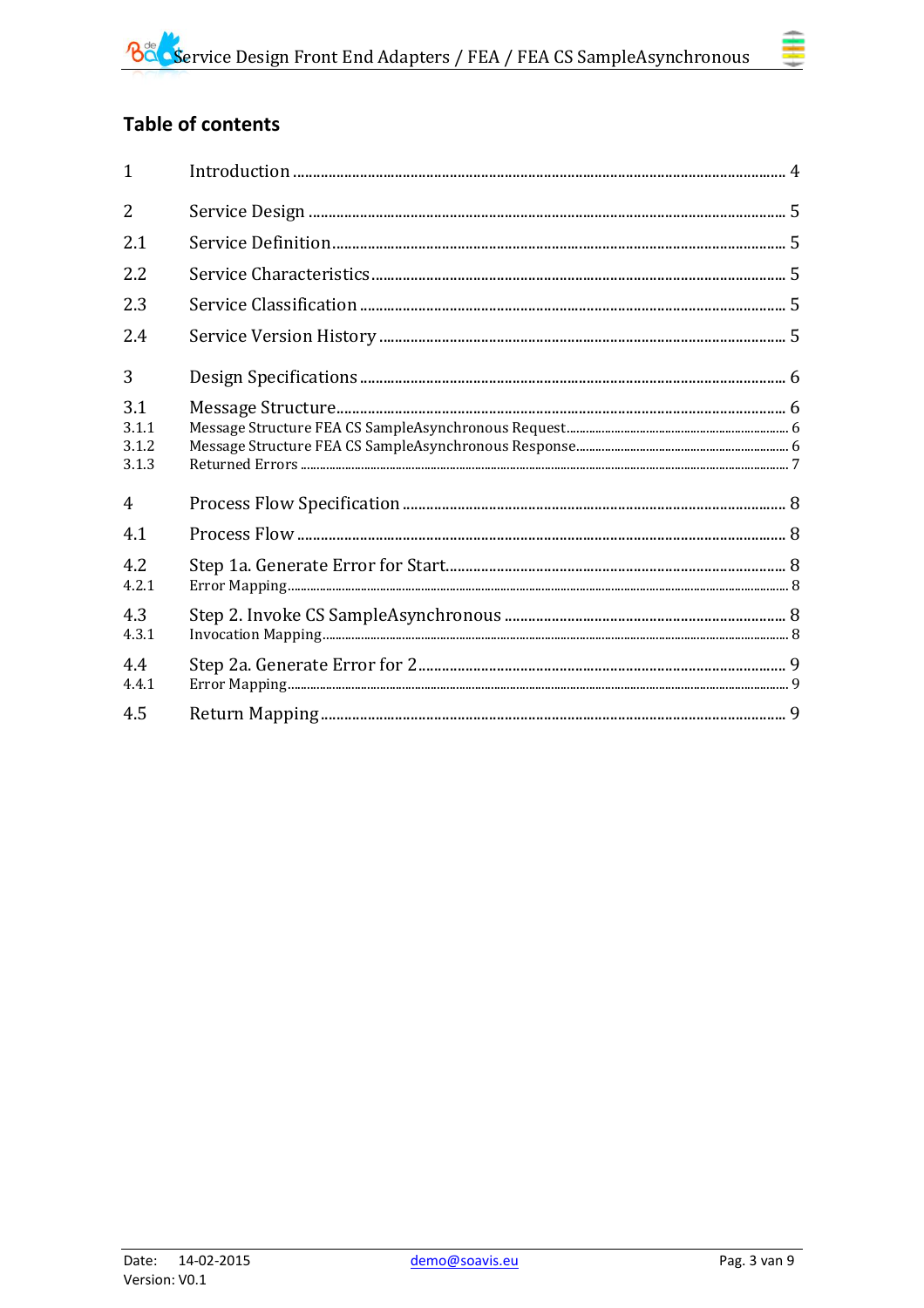## Table of contents

| | | |
|---|---|---|
| 1 | Introduction | 4 |
| 2 | Service Design | 5 |
| 2.1 | Service Definition | 5 |
| 2.2 | Service Characteristics | 5 |
| 2.3 | Service Classification | 5 |
| 2.4 | Service Version History | 5 |
| 3 | Design Specifications | 6 |
| 3.1 | Message Structure | 6 |
| 3.1.1 | Message Structure FEA CS SampleAsynchronous Request | 6 |
| 3.1.2 | Message Structure FEA CS SampleAsynchronous Response | 6 |
| 3.1.3 | Returned Errors | 7 |
| 4 | Process Flow Specification | 8 |
| 4.1 | Process Flow | 8 |
| 4.2 | Step 1a. Generate Error for Start | 8 |
| 4.2.1 | Error Mapping | 8 |
| 4.3 | Step 2. Invoke CS SampleAsynchronous | 8 |
| 4.3.1 | Invocation Mapping | 8 |
| 4.4 | Step 2a. Generate Error for 2 | 9 |
| 4.4.1 | Error Mapping | 9 |
| 4.5 | Return Mapping | 9 |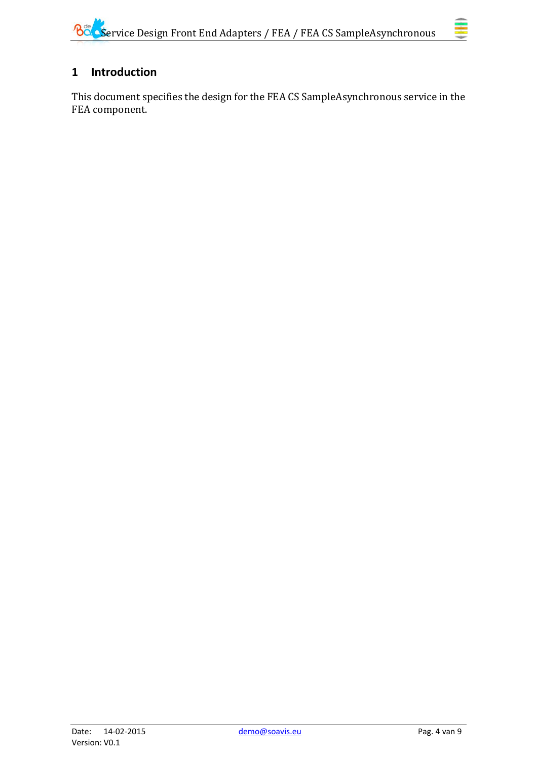# 1 Introduction

This document specifies the design for the FEA CS SampleAsynchronous service in the FEA component.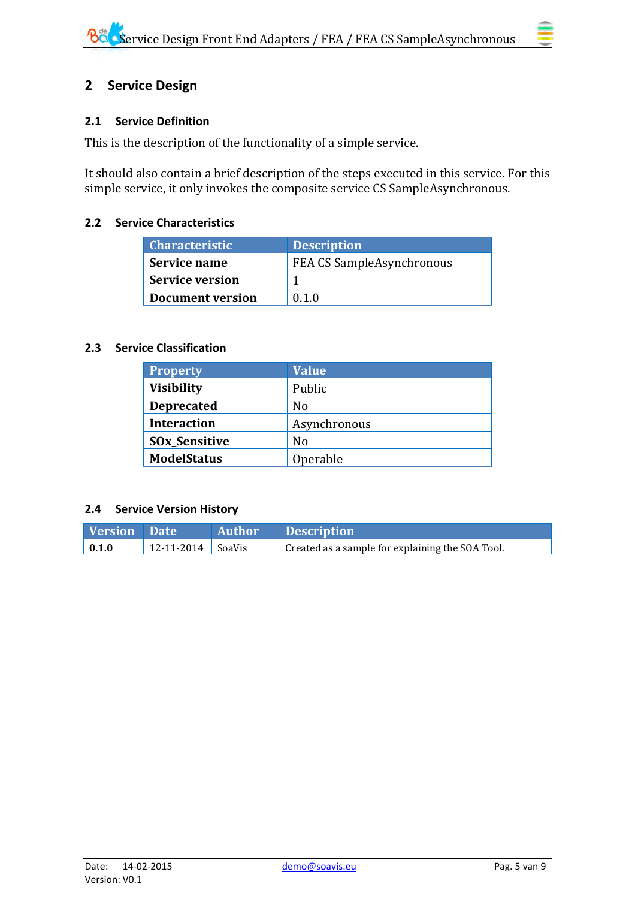## 2 Service Design

### 2.1 Service Definition

This is the description of the functionality of a simple service.

It should also contain a brief description of the steps executed in this service. For this simple service, it only invokes the composite service CS SampleAsynchronous.

### 2.2 Service Characteristics

| Characteristic | Description |
|---|---|
| **Service name** | FEA CS SampleAsynchronous |
| **Service version** | 1 |
| **Document version** | 0.1.0 |

### 2.3 Service Classification

| Property | Value |
|---|---|
| **Visibility** | Public |
| **Deprecated** | No |
| **Interaction** | Asynchronous |
| **SOx_Sensitive** | No |
| **ModelStatus** | Operable |

### 2.4 Service Version History

| Version | Date | Author | Description |
|---|---|---|---|
| **0.1.0** | 12-11-2014 | SoaVis | Created as a sample for explaining the SOA Tool. |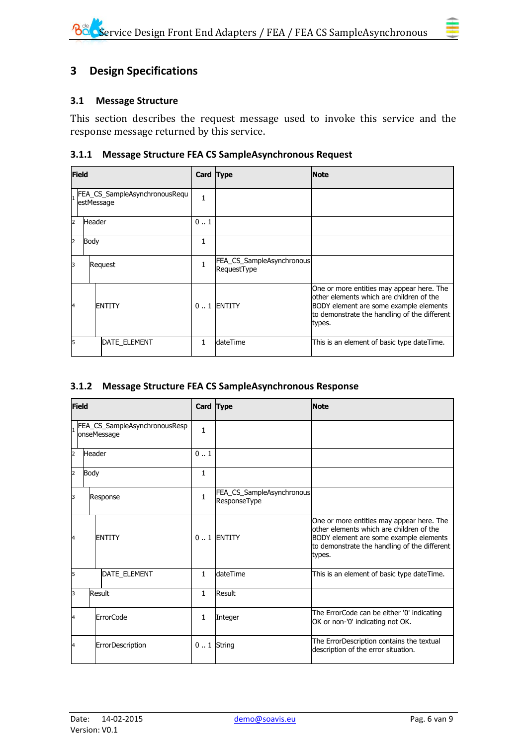# 3 Design Specifications

## 3.1 Message Structure

This section describes the request message used to invoke this service and the response message returned by this service.

### 3.1.1 Message Structure FEA CS SampleAsynchronous Request

| Field | Card | Type | Note |
|---|---|---|---|
| 1 FEA_CS_SampleAsynchronousRequestMessage | 1 | | |
| 2 Header | 0 .. 1 | | |
| 2 Body | 1 | | |
| 3 Request | 1 | FEA_CS_SampleAsynchronousRequestType | |
| 4 ENTITY | 0 .. 1 | ENTITY | One or more entities may appear here. The other elements which are children of the BODY element are some example elements to demonstrate the handling of the different types. |
| 5 DATE_ELEMENT | 1 | dateTime | This is an element of basic type dateTime. |

### 3.1.2 Message Structure FEA CS SampleAsynchronous Response

| Field | Card | Type | Note |
|---|---|---|---|
| 1 FEA_CS_SampleAsynchronousResponseMessage | 1 | | |
| 2 Header | 0 .. 1 | | |
| 2 Body | 1 | | |
| 3 Response | 1 | FEA_CS_SampleAsynchronousResponseType | |
| 4 ENTITY | 0 .. 1 | ENTITY | One or more entities may appear here. The other elements which are children of the BODY element are some example elements to demonstrate the handling of the different types. |
| 5 DATE_ELEMENT | 1 | dateTime | This is an element of basic type dateTime. |
| 3 Result | 1 | Result | |
| 4 ErrorCode | 1 | Integer | The ErrorCode can be either '0' indicating OK or non-'0' indicating not OK. |
| 4 ErrorDescription | 0 .. 1 | String | The ErrorDescription contains the textual description of the error situation. |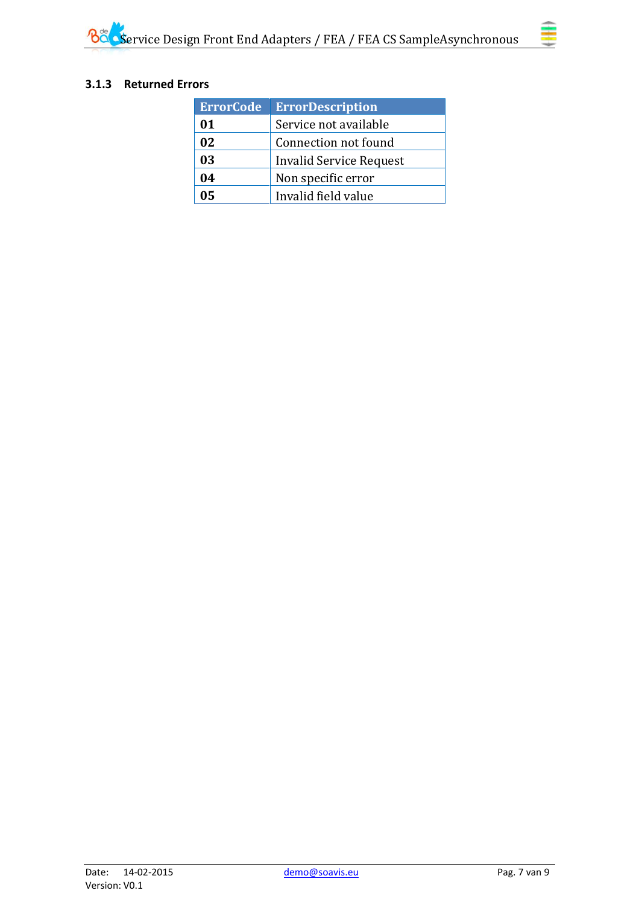### 3.1.3 Returned Errors

| ErrorCode | ErrorDescription |
|---|---|
| **01** | Service not available |
| **02** | Connection not found |
| **03** | Invalid Service Request |
| **04** | Non specific error |
| **05** | Invalid field value |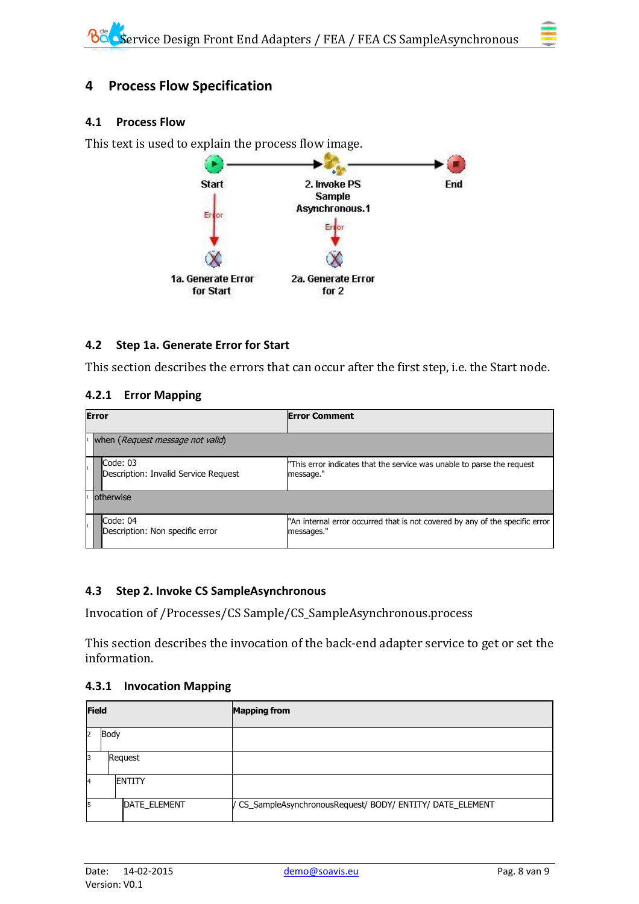## 4 Process Flow Specification

### 4.1 Process Flow

This text is used to explain the process flow image.

### 4.2 Step 1a. Generate Error for Start

This section describes the errors that can occur after the first step, i.e. the Start node.

#### 4.2.1 Error Mapping

| Error | Error Comment |
|---|---|
| when (*Request message not valid*) | |
| Code: 03<br>Description: Invalid Service Request | "This error indicates that the service was unable to parse the request message." |
| otherwise | |
| Code: 04<br>Description: Non specific error | "An internal error occurred that is not covered by any of the specific error messages." |

### 4.3 Step 2. Invoke CS SampleAsynchronous

Invocation of /Processes/CS Sample/CS_SampleAsynchronous.process

This section describes the invocation of the back-end adapter service to get or set the information.

#### 4.3.1 Invocation Mapping

| Field | Mapping from |
|---|---|
| Body | |
| Request | |
| ENTITY | |
| DATE_ELEMENT | / CS_SampleAsynchronousRequest/ BODY/ ENTITY/ DATE_ELEMENT |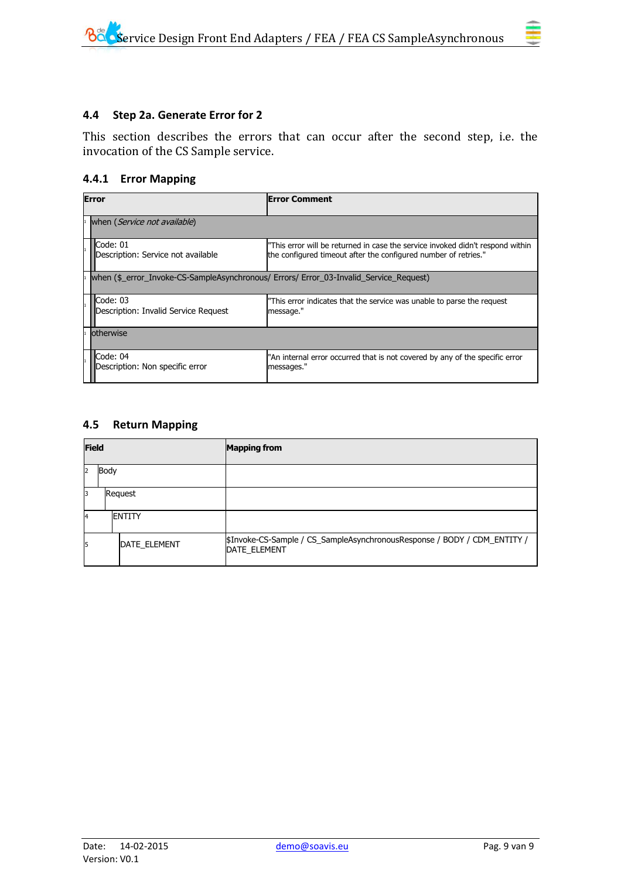### 4.4 Step 2a. Generate Error for 2

This section describes the errors that can occur after the second step, i.e. the invocation of the CS Sample service.

#### 4.4.1 Error Mapping

| Error | Error Comment |
|---|---|
| when (*Service not available*) | |
| Code: 01<br>Description: Service not available | "This error will be returned in case the service invoked didn't respond within the configured timeout after the configured number of retries." |
| when ($_error_Invoke-CS-SampleAsynchronous/ Errors/ Error_03-Invalid_Service_Request) | |
| Code: 03<br>Description: Invalid Service Request | "This error indicates that the service was unable to parse the request message." |
| otherwise | |
| Code: 04<br>Description: Non specific error | "An internal error occurred that is not covered by any of the specific error messages." |

### 4.5 Return Mapping

| Field | Mapping from |
|---|---|
| Body | |
| Request | |
| ENTITY | |
| DATE_ELEMENT | $Invoke-CS-Sample / CS_SampleAsynchronousResponse / BODY / CDM_ENTITY / DATE_ELEMENT |

Date: 14-02-2015
Version: V0.1

demo@soavis.eu